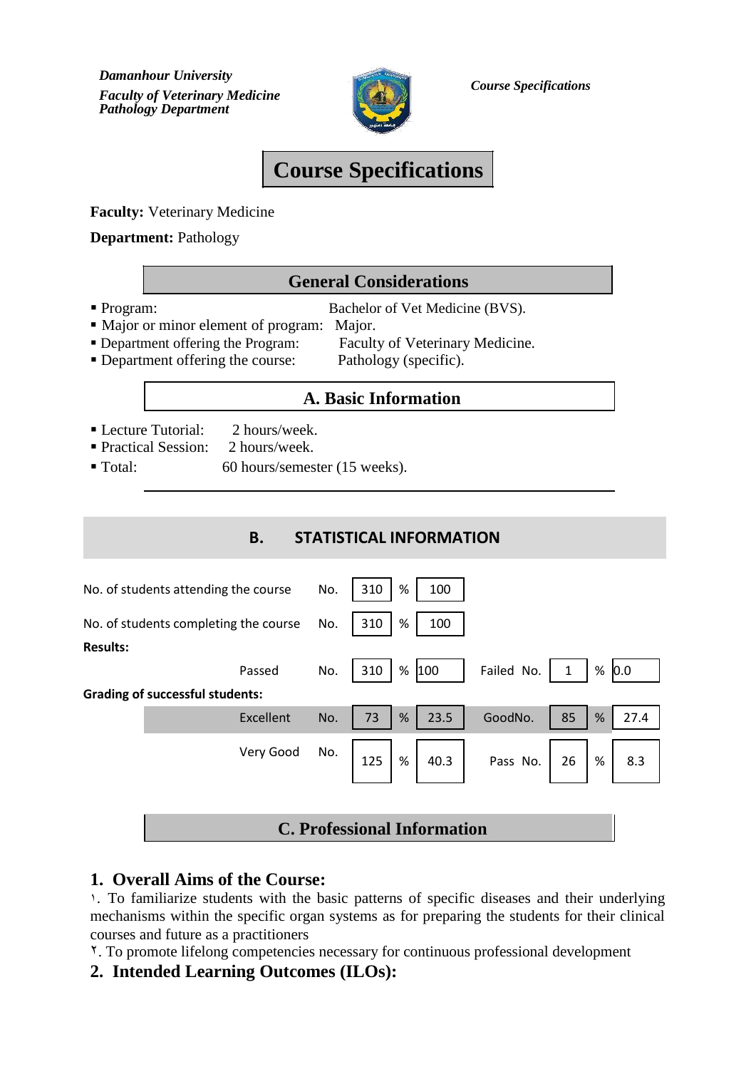*Damanhour University*
*Faculty of Veterinary Medicine*
*Pathology Department*

*Course Specifications*

# Course Specifications

**Faculty:** Veterinary Medicine

**Department:** Pathology

## General Considerations

- Program: Bachelor of Vet Medicine (BVS).
- Major or minor element of program: Major.
- Department offering the Program: Faculty of Veterinary Medicine.
- Department offering the course: Pathology (specific).

## A. Basic Information

- Lecture Tutorial: 2 hours/week.
- Practical Session: 2 hours/week.
- Total: 60 hours/semester (15 weeks).

## B. STATISTICAL INFORMATION

| | | | | | | | | |
|---|---|---|---|---|---|---|---|---|
| No. of students attending the course | No. | 310 | % | 100 | | | | |
| No. of students completing the course | No. | 310 | % | 100 | | | | |
| **Results:** | | | | | | | | |
| Passed | No. | 310 | % | 100 | Failed No. | 1 | % | 0.0 |
| **Grading of successful students:** | | | | | | | | |
| Excellent | No. | 73 | % | 23.5 | GoodNo. | 85 | % | 27.4 |
| Very Good | No. | 125 | % | 40.3 | Pass No. | 26 | % | 8.3 |

## C. Professional Information

### 1. Overall Aims of the Course:

١. To familiarize students with the basic patterns of specific diseases and their underlying mechanisms within the specific organ systems as for preparing the students for their clinical courses and future as a practitioners

٢. To promote lifelong competencies necessary for continuous professional development

### 2. Intended Learning Outcomes (ILOs):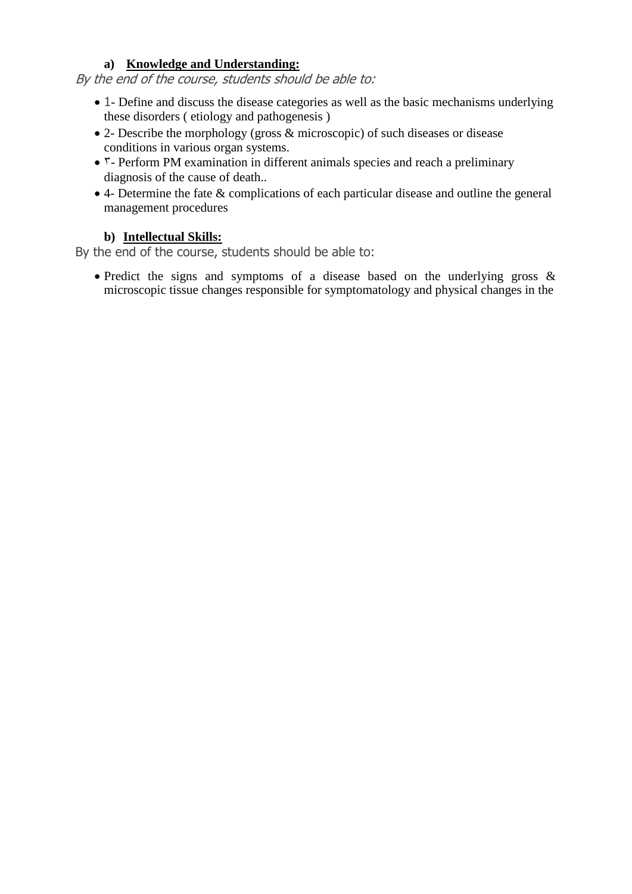a) **Knowledge and Understanding:**

*By the end of the course, students should be able to:*

- 1- Define and discuss the disease categories as well as the basic mechanisms underlying these disorders ( etiology and pathogenesis )
- 2- Describe the morphology (gross & microscopic) of such diseases or disease conditions in various organ systems.
- ٣- Perform PM examination in different animals species and reach a preliminary diagnosis of the cause of death..
- 4- Determine the fate & complications of each particular disease and outline the general management procedures

b) **Intellectual Skills:**

By the end of the course, students should be able to:

- Predict the signs and symptoms of a disease based on the underlying gross & microscopic tissue changes responsible for symptomatology and physical changes in the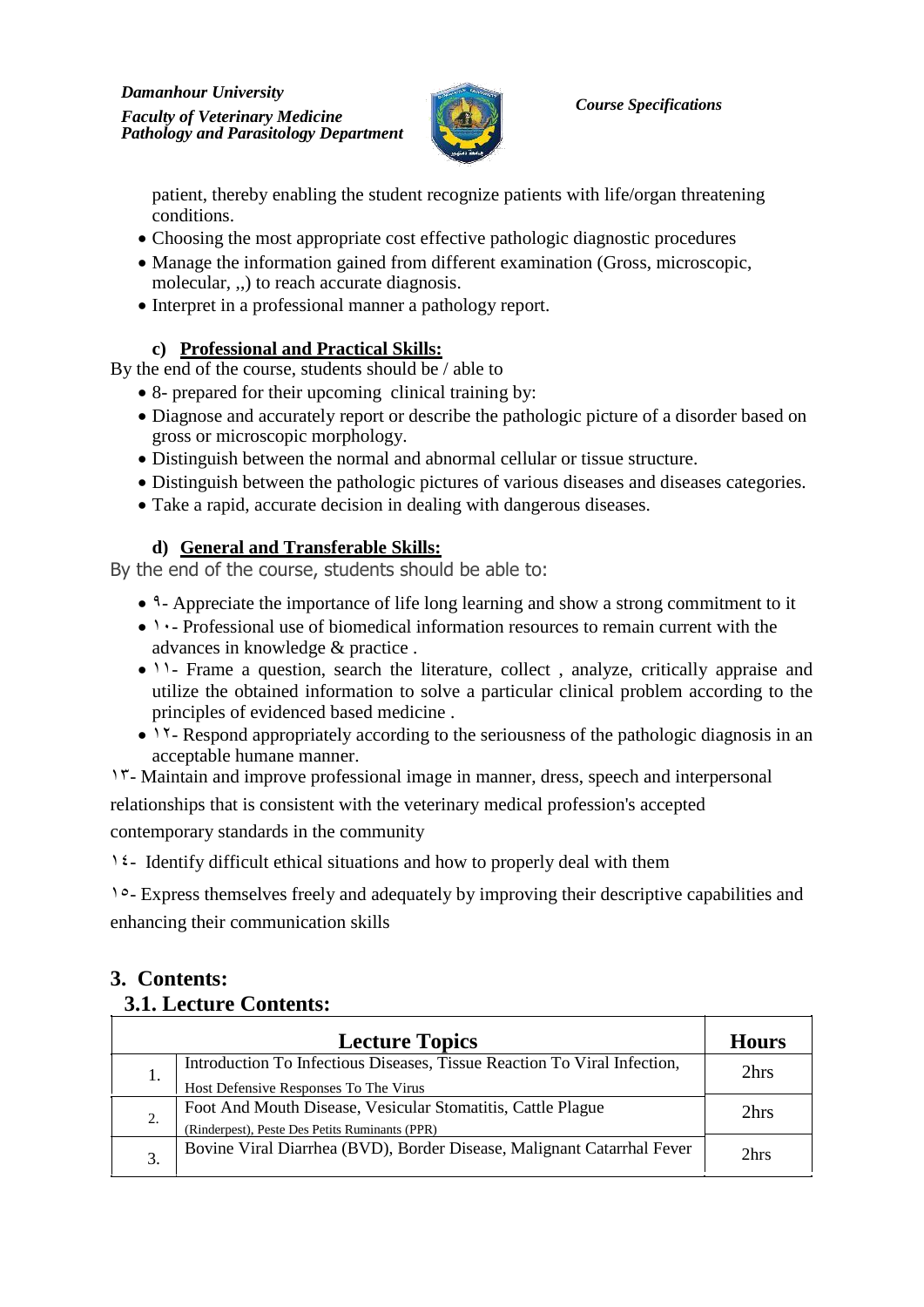patient, thereby enabling the student recognize patients with life/organ threatening conditions.

- Choosing the most appropriate cost effective pathologic diagnostic procedures
- Manage the information gained from different examination (Gross, microscopic, molecular, ,,) to reach accurate diagnosis.
- Interpret in a professional manner a pathology report.

#### c) Professional and Practical Skills:

By the end of the course, students should be / able to

- 8- prepared for their upcoming clinical training by:
- Diagnose and accurately report or describe the pathologic picture of a disorder based on gross or microscopic morphology.
- Distinguish between the normal and abnormal cellular or tissue structure.
- Distinguish between the pathologic pictures of various diseases and diseases categories.
- Take a rapid, accurate decision in dealing with dangerous diseases.

#### d) General and Transferable Skills:

By the end of the course, students should be able to:

- ٩- Appreciate the importance of life long learning and show a strong commitment to it
- ١٠- Professional use of biomedical information resources to remain current with the advances in knowledge & practice .
- ١١- Frame a question, search the literature, collect , analyze, critically appraise and utilize the obtained information to solve a particular clinical problem according to the principles of evidenced based medicine .
- ١٢- Respond appropriately according to the seriousness of the pathologic diagnosis in an acceptable humane manner.

١٣- Maintain and improve professional image in manner, dress, speech and interpersonal relationships that is consistent with the veterinary medical profession's accepted contemporary standards in the community

١٤- Identify difficult ethical situations and how to properly deal with them

١٥- Express themselves freely and adequately by improving their descriptive capabilities and enhancing their communication skills

## 3. Contents:

### 3.1. Lecture Contents:

| | Lecture Topics | Hours |
|---|---|---|
| 1. | Introduction To Infectious Diseases, Tissue Reaction To Viral Infection, Host Defensive Responses To The Virus | 2hrs |
| 2. | Foot And Mouth Disease, Vesicular Stomatitis, Cattle Plague (Rinderpest), Peste Des Petits Ruminants (PPR) | 2hrs |
| 3. | Bovine Viral Diarrhea (BVD), Border Disease, Malignant Catarrhal Fever | 2hrs |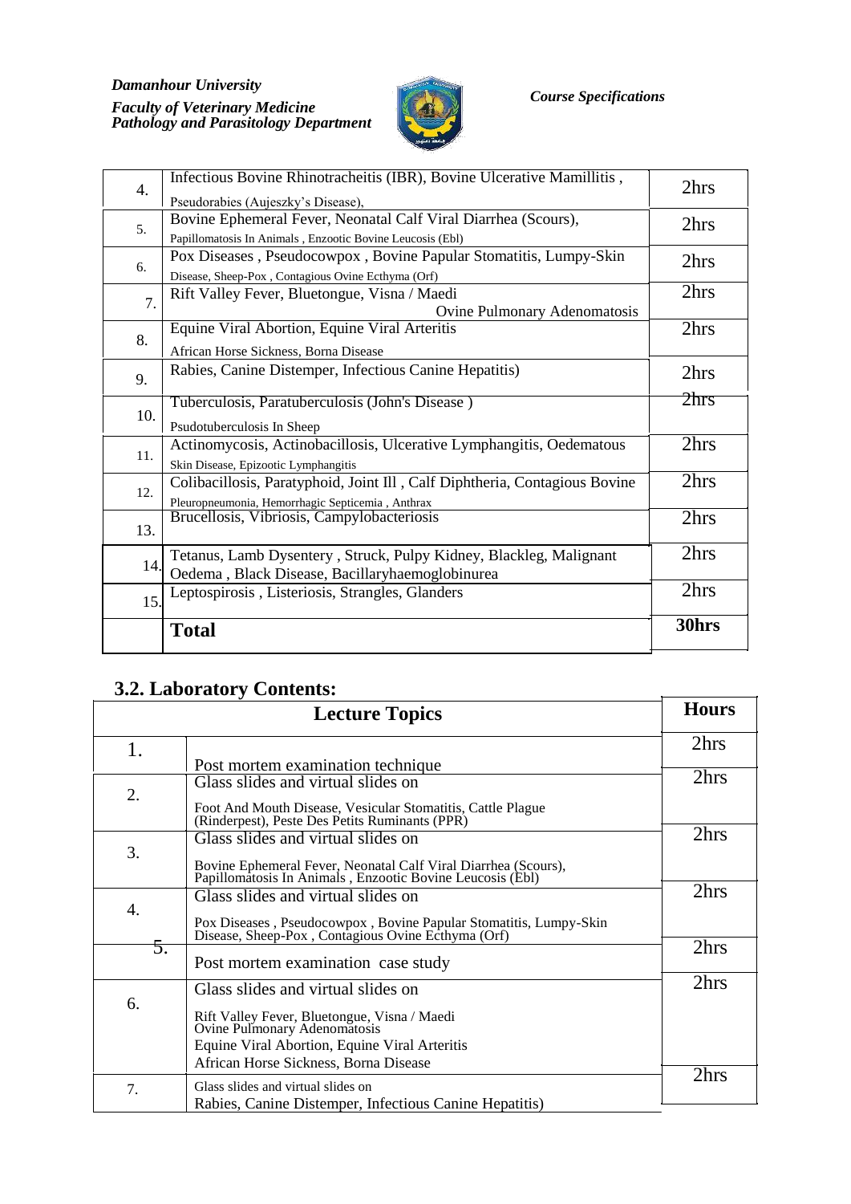| | | |
|---|---|---|
| 4. | Infectious Bovine Rhinotracheitis (IBR), Bovine Ulcerative Mamillitis , Pseudorabies (Aujeszky's Disease), | 2hrs |
| 5. | Bovine Ephemeral Fever, Neonatal Calf Viral Diarrhea (Scours), Papillomatosis In Animals , Enzootic Bovine Leucosis (Ebl) | 2hrs |
| 6. | Pox Diseases , Pseudocowpox , Bovine Papular Stomatitis, Lumpy-Skin Disease, Sheep-Pox , Contagious Ovine Ecthyma (Orf) | 2hrs |
| 7. | Rift Valley Fever, Bluetongue, Visna / Maedi Ovine Pulmonary Adenomatosis | 2hrs |
| 8. | Equine Viral Abortion, Equine Viral Arteritis African Horse Sickness, Borna Disease | 2hrs |
| 9. | Rabies, Canine Distemper, Infectious Canine Hepatitis) | 2hrs |
| 10. | Tuberculosis, Paratuberculosis (John's Disease ) Psudotuberculosis In Sheep | 2hrs |
| 11. | Actinomycosis, Actinobacillosis, Ulcerative Lymphangitis, Oedematous Skin Disease, Epizootic Lymphangitis | 2hrs |
| 12. | Colibacillosis, Paratyphoid, Joint Ill , Calf Diphtheria, Contagious Bovine Pleuropneumonia, Hemorrhagic Septicemia , Anthrax | 2hrs |
| 13. | Brucellosis, Vibriosis, Campylobacteriosis | 2hrs |
| 14. | Tetanus, Lamb Dysentery , Struck, Pulpy Kidney, Blackleg, Malignant Oedema , Black Disease, Bacillaryhaemoglobinurea | 2hrs |
| 15. | Leptospirosis , Listeriosis, Strangles, Glanders | 2hrs |
| | **Total** | **30hrs** |

## 3.2. Laboratory Contents:

| Lecture Topics | | Hours |
|---|---|---|
| 1. | Post mortem examination technique | 2hrs |
| 2. | Glass slides and virtual slides on Foot And Mouth Disease, Vesicular Stomatitis, Cattle Plague (Rinderpest), Peste Des Petits Ruminants (PPR) | 2hrs |
| 3. | Glass slides and virtual slides on Bovine Ephemeral Fever, Neonatal Calf Viral Diarrhea (Scours), Papillomatosis In Animals , Enzootic Bovine Leucosis (Ebl) | 2hrs |
| 4. | Glass slides and virtual slides on Pox Diseases , Pseudocowpox , Bovine Papular Stomatitis, Lumpy-Skin Disease, Sheep-Pox , Contagious Ovine Ecthyma (Orf) | 2hrs |
| 5. | Post mortem examination case study | 2hrs |
| 6. | Glass slides and virtual slides on Rift Valley Fever, Bluetongue, Visna / Maedi Ovine Pulmonary Adenomatosis Equine Viral Abortion, Equine Viral Arteritis African Horse Sickness, Borna Disease | 2hrs |
| 7. | Glass slides and virtual slides on Rabies, Canine Distemper, Infectious Canine Hepatitis) | 2hrs |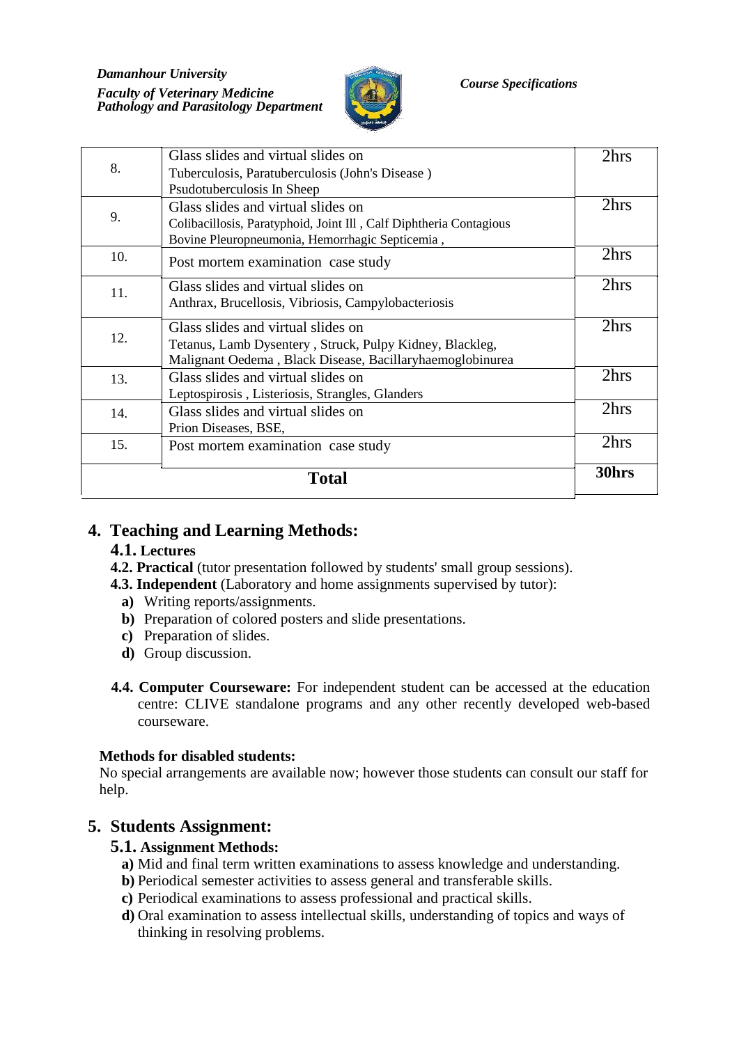| | | |
|---|---|---|
| 8. | Glass slides and virtual slides on<br>Tuberculosis, Paratuberculosis (John's Disease )<br>Psudotuberculosis In Sheep | 2hrs |
| 9. | Glass slides and virtual slides on<br>Colibacillosis, Paratyphoid, Joint Ill , Calf Diphtheria Contagious<br>Bovine Pleuropneumonia, Hemorrhagic Septicemia , | 2hrs |
| 10. | Post mortem examination case study | 2hrs |
| 11. | Glass slides and virtual slides on<br>Anthrax, Brucellosis, Vibriosis, Campylobacteriosis | 2hrs |
| 12. | Glass slides and virtual slides on<br>Tetanus, Lamb Dysentery , Struck, Pulpy Kidney, Blackleg,<br>Malignant Oedema , Black Disease, Bacillaryhaemoglobinurea | 2hrs |
| 13. | Glass slides and virtual slides on<br>Leptospirosis , Listeriosis, Strangles, Glanders | 2hrs |
| 14. | Glass slides and virtual slides on<br>Prion Diseases, BSE, | 2hrs |
| 15. | Post mortem examination case study | 2hrs |
| **Total** | | **30hrs** |

## 4. Teaching and Learning Methods:

**4.1. Lectures**

**4.2. Practical** (tutor presentation followed by students' small group sessions).

**4.3. Independent** (Laboratory and home assignments supervised by tutor):

- **a)** Writing reports/assignments.
- **b)** Preparation of colored posters and slide presentations.
- **c)** Preparation of slides.
- **d)** Group discussion.

**4.4. Computer Courseware:** For independent student can be accessed at the education centre: CLIVE standalone programs and any other recently developed web-based courseware.

**Methods for disabled students:**

No special arrangements are available now; however those students can consult our staff for help.

## 5. Students Assignment:

**5.1. Assignment Methods:**

- **a)** Mid and final term written examinations to assess knowledge and understanding.
- **b)** Periodical semester activities to assess general and transferable skills.
- **c)** Periodical examinations to assess professional and practical skills.
- **d)** Oral examination to assess intellectual skills, understanding of topics and ways of thinking in resolving problems.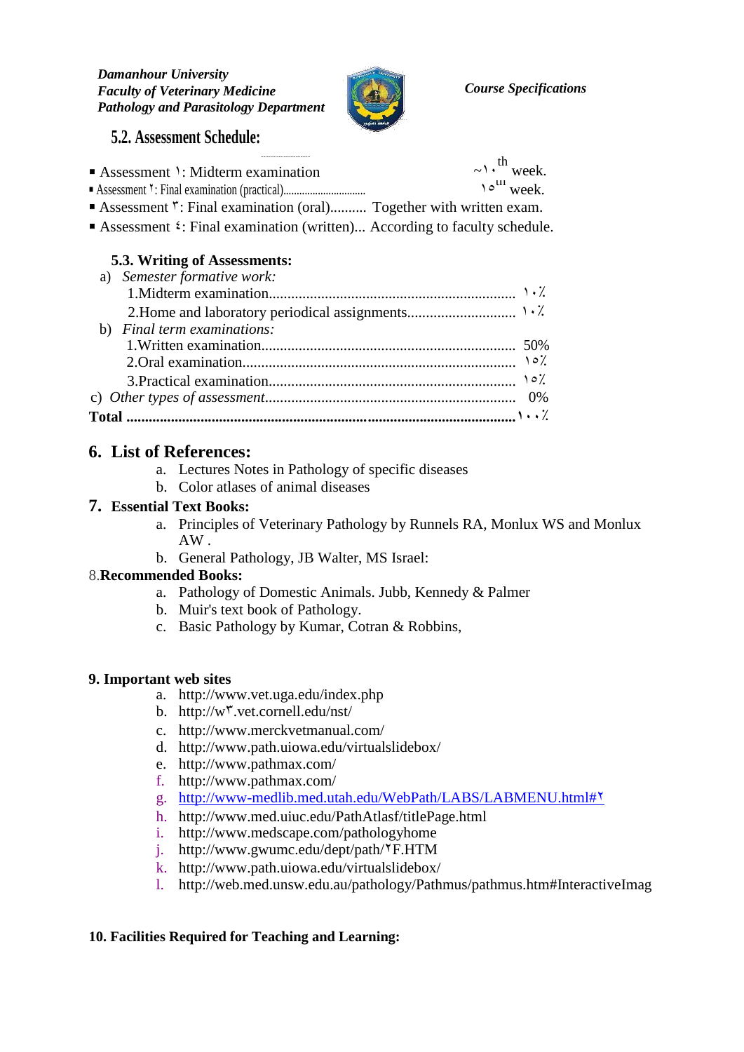### 5.2. Assessment Schedule:

- Assessment ١: Midterm examination ~١٠th week.
- Assessment ٢: Final examination (practical)............................. ١٥th week.
- Assessment ٣: Final examination (oral).......... Together with written exam.
- Assessment ٤: Final examination (written)... According to faculty schedule.

### 5.3. Writing of Assessments:

a) *Semester formative work:*

1.Midterm examination.................................................................. ١٠٪

2.Home and laboratory periodical assignments............................ ١٠٪

b) *Final term examinations:*

1.Written examination................................................................... 50%

2.Oral examination........................................................................ ١٥٪

3.Practical examination................................................................. ١٥٪

c) *Other types of assessment*.................................................................. 0%

**Total** ..........................................................................................................١٠٠٪

## 6. List of References:

a. Lectures Notes in Pathology of specific diseases
b. Color atlases of animal diseases

## 7. Essential Text Books:

a. Principles of Veterinary Pathology by Runnels RA, Monlux WS and Monlux AW .
b. General Pathology, JB Walter, MS Israel:

## 8.Recommended Books:

a. Pathology of Domestic Animals. Jubb, Kennedy & Palmer
b. Muir's text book of Pathology.
c. Basic Pathology by Kumar, Cotran & Robbins,

## 9. Important web sites

a. http://www.vet.uga.edu/index.php
b. http://w٣.vet.cornell.edu/nst/
c. http://www.merckvetmanual.com/
d. http://www.path.uiowa.edu/virtualslidebox/
e. http://www.pathmax.com/
f. http://www.pathmax.com/
g. http://www-medlib.med.utah.edu/WebPath/LABS/LABMENU.html#٢
h. http://www.med.uiuc.edu/PathAtlasf/titlePage.html
i. http://www.medscape.com/pathologyhome
j. http://www.gwumc.edu/dept/path/٢F.HTM
k. http://www.path.uiowa.edu/virtualslidebox/
l. http://web.med.unsw.edu.au/pathology/Pathmus/pathmus.htm#InteractiveImag

## 10. Facilities Required for Teaching and Learning: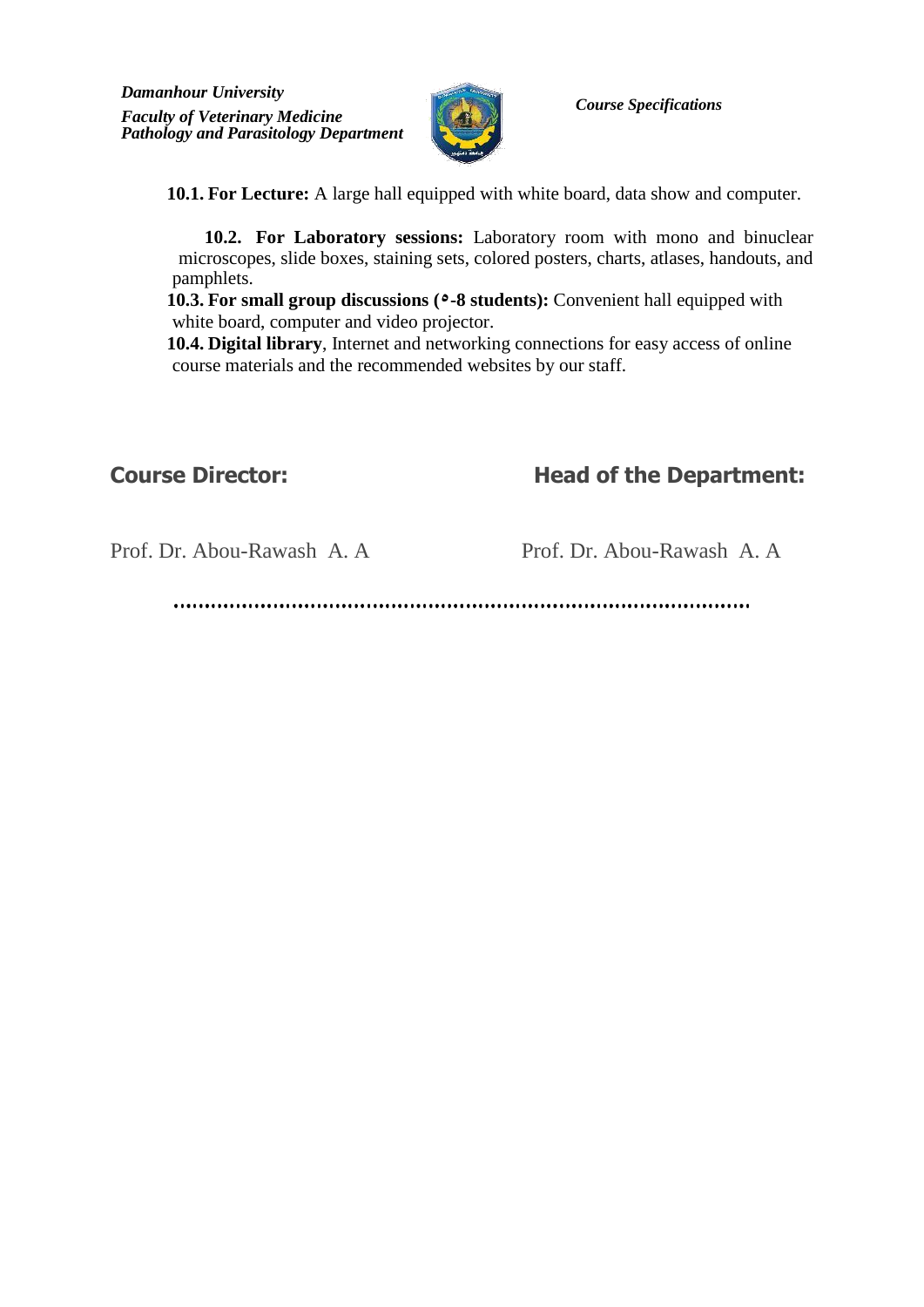**10.1. For Lecture:** A large hall equipped with white board, data show and computer.

**10.2. For Laboratory sessions:** Laboratory room with mono and binuclear microscopes, slide boxes, staining sets, colored posters, charts, atlases, handouts, and pamphlets.

**10.3. For small group discussions (٥-8 students):** Convenient hall equipped with white board, computer and video projector.

**10.4. Digital library**, Internet and networking connections for easy access of online course materials and the recommended websites by our staff.

**Course Director:** Prof. Dr. Abou-Rawash A. A

**Head of the Department:** Prof. Dr. Abou-Rawash A. A

..........................................................................................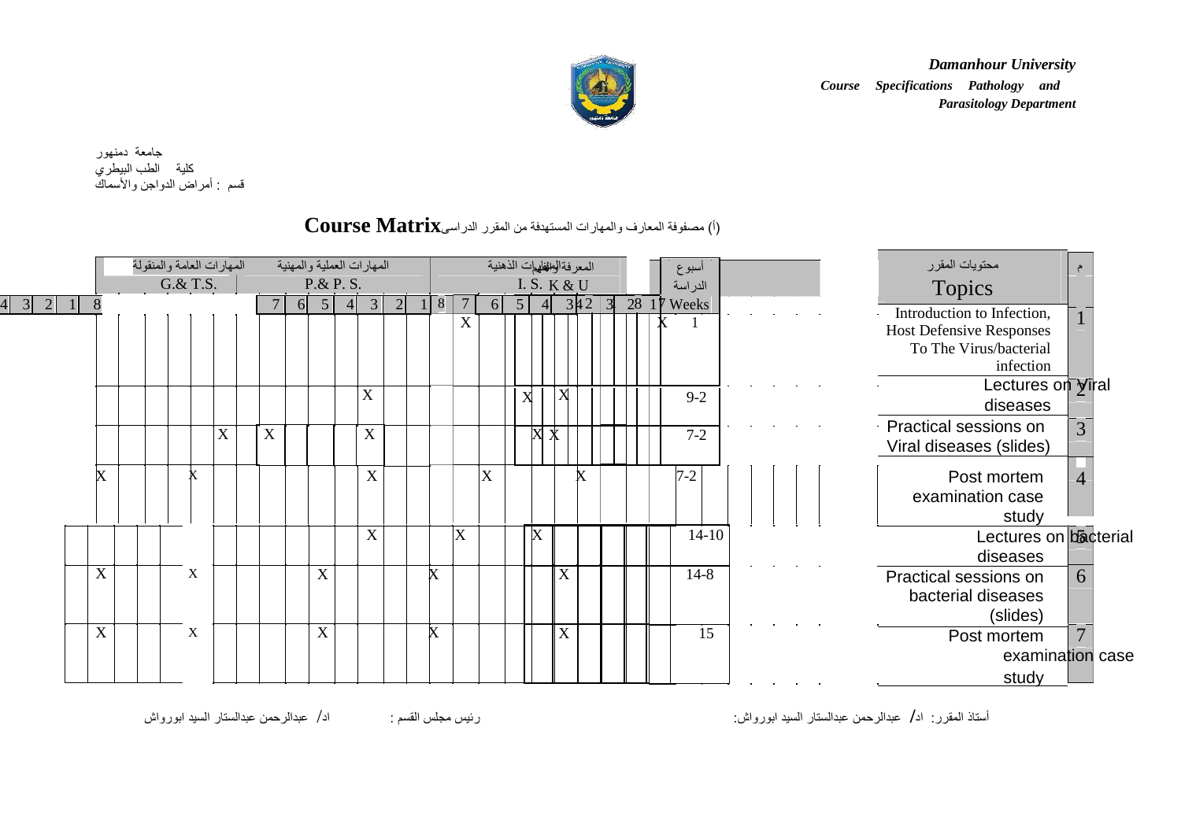جامعة دمنهور
كلية الطب البيطري
قسم : أمراض الدواجن والأسماك

## Course Matrix (أ) مصفوفة المعارف والمهارات المستهدفة من المقرر الدراسى

| المهارات العامة والمنقولة G.& T.S. | | | | | | | المهارات العملية والمهنية P.& P. S. | | | | | | | المعرفة والفهم / المهارات الذهنية I. S. K & U | | | | | | | | أسبوع الدراسة | محتويات المقرر Topics | م |
|---|---|---|---|---|---|---|---|---|---|---|---|---|---|---|---|---|---|---|---|---|---|---|---|---|
| 4 | 3 | 2 | 1 | 8 | | | 7 | 6 | 5 | 4 | 3 | 2 | 1 | 8 | 7 | 6 | 5 | 4 | 3 | 2 | 1 | Weeks | | |
| | | | | | | | | | | | | | | | X | | | | | | X | 1 | Introduction to Infection, Host Defensive Responses To The Virus/bacterial infection | 1 |
| | | | | | | | | | | | X | | | | | | X | | X | | | 9-2 | Lectures on Viral diseases | 2 |
| | | | | | | X | X | | | | X | | | | | | | X | X | | | 7-2 | Practical sessions on Viral diseases (slides) | 3 |
| | | | | X | X | | | | | | X | | | | | X | | | | X | | 7-2 | Post mortem examination case study | 4 |
| | | | | | | | | | | | X | | | | X | | | X | | | | 14-10 | Lectures on bacterial diseases | 5 |
| | | | | X | X | | | | X | | | | | X | | | | | X | | | 14-8 | Practical sessions on bacterial diseases (slides) | 6 |
| | | | | X | X | | | | X | | | | | X | | | | | X | | | 15 | Post mortem examination case study | 7 |

أستاذ المقرر: ا.د/ عبدالرحمن عبدالستار السيد ابورواش:

رئيس مجلس القسم : ا.د/ عبدالرحمن عبدالستار السيد ابورواش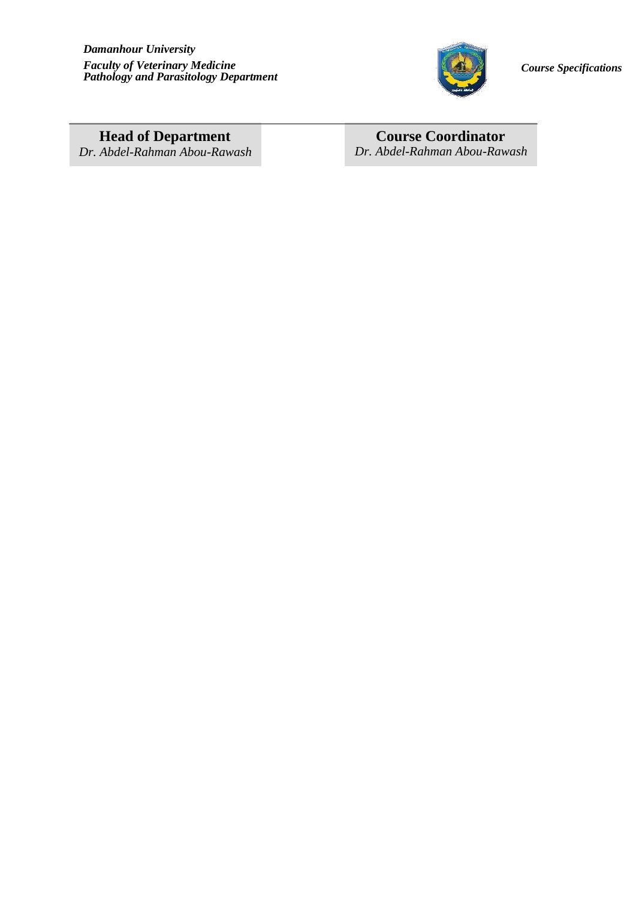| Head of Department | Course Coordinator |
|---|---|
| *Dr. Abdel-Rahman Abou-Rawash* | *Dr. Abdel-Rahman Abou-Rawash* |